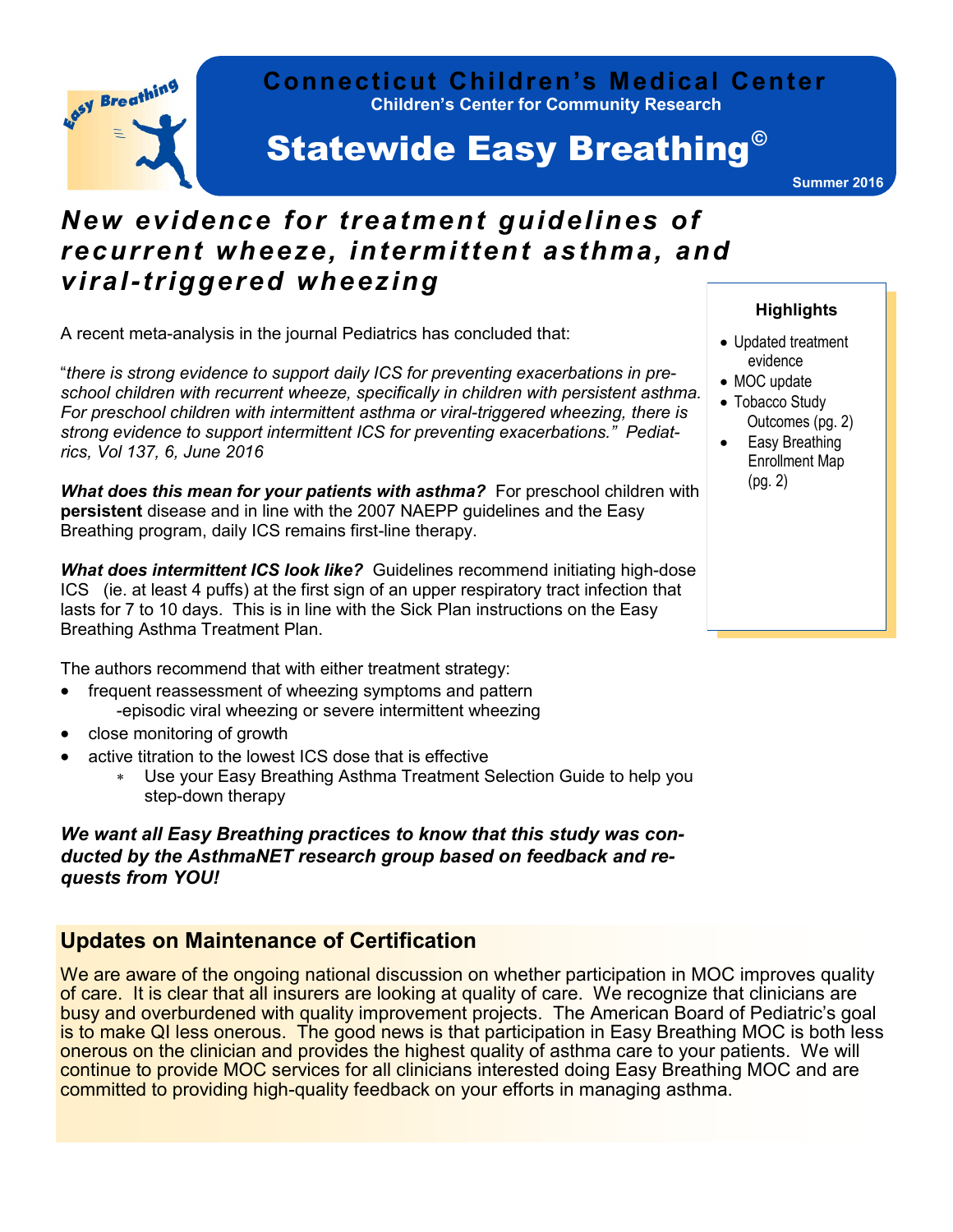# Connecticut Children's Medical Center

**Children's Center for Community Research**

# Statewide Easy Breathing©

**Summer 2016**

## *New evidence for treatment guidelines of recurrent wheeze, intermittent asthma, and viral-triggered wheezing*

A recent meta-analysis in the journal Pediatrics has concluded that:

"*there is strong evidence to support daily ICS for preventing exacerbations in preschool children with recurrent wheeze, specifically in children with persistent asthma. For preschool children with intermittent asthma or viral-triggered wheezing, there is strong evidence to support intermittent ICS for preventing exacerbations." Pediatrics, Vol 137, 6, June 2016*

***What does this mean for your patients with asthma?*** For preschool children with **persistent** disease and in line with the 2007 NAEPP guidelines and the Easy Breathing program, daily ICS remains first-line therapy.

***What does intermittent ICS look like?*** Guidelines recommend initiating high-dose ICS (ie. at least 4 puffs) at the first sign of an upper respiratory tract infection that lasts for 7 to 10 days. This is in line with the Sick Plan instructions on the Easy Breathing Asthma Treatment Plan.

The authors recommend that with either treatment strategy:

- frequent reassessment of wheezing symptoms and pattern
  - -episodic viral wheezing or severe intermittent wheezing
- close monitoring of growth
- active titration to the lowest ICS dose that is effective
  - Use your Easy Breathing Asthma Treatment Selection Guide to help you step-down therapy

***We want all Easy Breathing practices to know that this study was conducted by the AsthmaNET research group based on feedback and requests from YOU!***

**Highlights**

- Updated treatment evidence
- MOC update
- Tobacco Study Outcomes (pg. 2)
- Easy Breathing Enrollment Map (pg. 2)

## Updates on Maintenance of Certification

We are aware of the ongoing national discussion on whether participation in MOC improves quality of care. It is clear that all insurers are looking at quality of care. We recognize that clinicians are busy and overburdened with quality improvement projects. The American Board of Pediatric's goal is to make QI less onerous. The good news is that participation in Easy Breathing MOC is both less onerous on the clinician and provides the highest quality of asthma care to your patients. We will continue to provide MOC services for all clinicians interested doing Easy Breathing MOC and are committed to providing high-quality feedback on your efforts in managing asthma.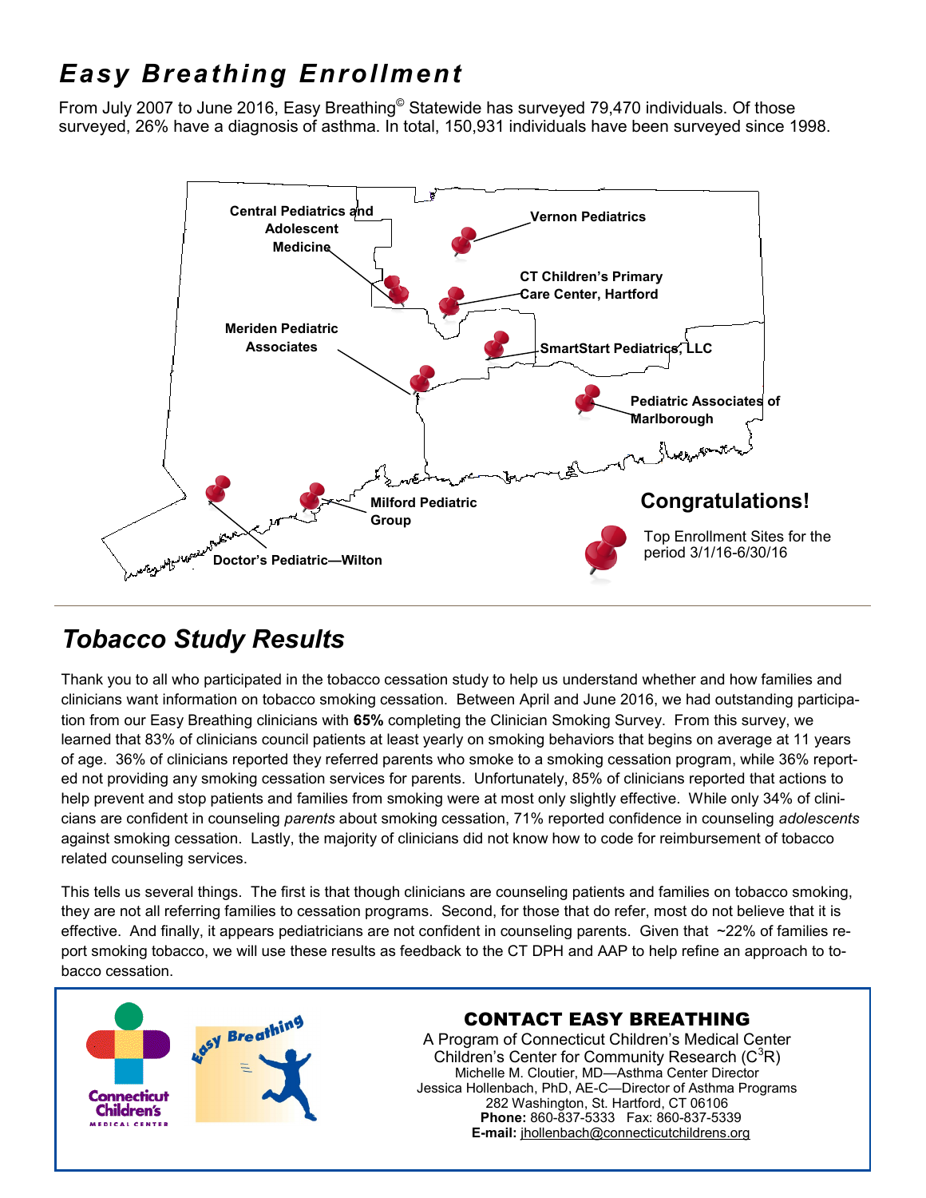# *Easy Breathing Enrollment*

From July 2007 to June 2016, Easy Breathing© Statewide has surveyed 79,470 individuals. Of those surveyed, 26% have a diagnosis of asthma. In total, 150,931 individuals have been surveyed since 1998.

Central Pediatrics and Adolescent Medicine

Vernon Pediatrics

CT Children's Primary Care Center, Hartford

Meriden Pediatric Associates

SmartStart Pediatrics, LLC

Pediatric Associates of Marlborough

Milford Pediatric Group

Doctor's Pediatric—Wilton

**Congratulations!**

Top Enrollment Sites for the period 3/1/16-6/30/16

## *Tobacco Study Results*

Thank you to all who participated in the tobacco cessation study to help us understand whether and how families and clinicians want information on tobacco smoking cessation. Between April and June 2016, we had outstanding participation from our Easy Breathing clinicians with **65%** completing the Clinician Smoking Survey. From this survey, we learned that 83% of clinicians council patients at least yearly on smoking behaviors that begins on average at 11 years of age. 36% of clinicians reported they referred parents who smoke to a smoking cessation program, while 36% reported not providing any smoking cessation services for parents. Unfortunately, 85% of clinicians reported that actions to help prevent and stop patients and families from smoking were at most only slightly effective. While only 34% of clinicians are confident in counseling *parents* about smoking cessation, 71% reported confidence in counseling *adolescents* against smoking cessation. Lastly, the majority of clinicians did not know how to code for reimbursement of tobacco related counseling services.

This tells us several things. The first is that though clinicians are counseling patients and families on tobacco smoking, they are not all referring families to cessation programs. Second, for those that do refer, most do not believe that it is effective. And finally, it appears pediatricians are not confident in counseling parents. Given that ~22% of families report smoking tobacco, we will use these results as feedback to the CT DPH and AAP to help refine an approach to tobacco cessation.

**CONTACT EASY BREATHING**

A Program of Connecticut Children's Medical Center
Children's Center for Community Research (C$^3$R)
Michelle M. Cloutier, MD—Asthma Center Director
Jessica Hollenbach, PhD, AE-C—Director of Asthma Programs
282 Washington, St. Hartford, CT 06106
**Phone:** 860-837-5333 Fax: 860-837-5339
**E-mail:** jhollenbach@connecticutchildrens.org